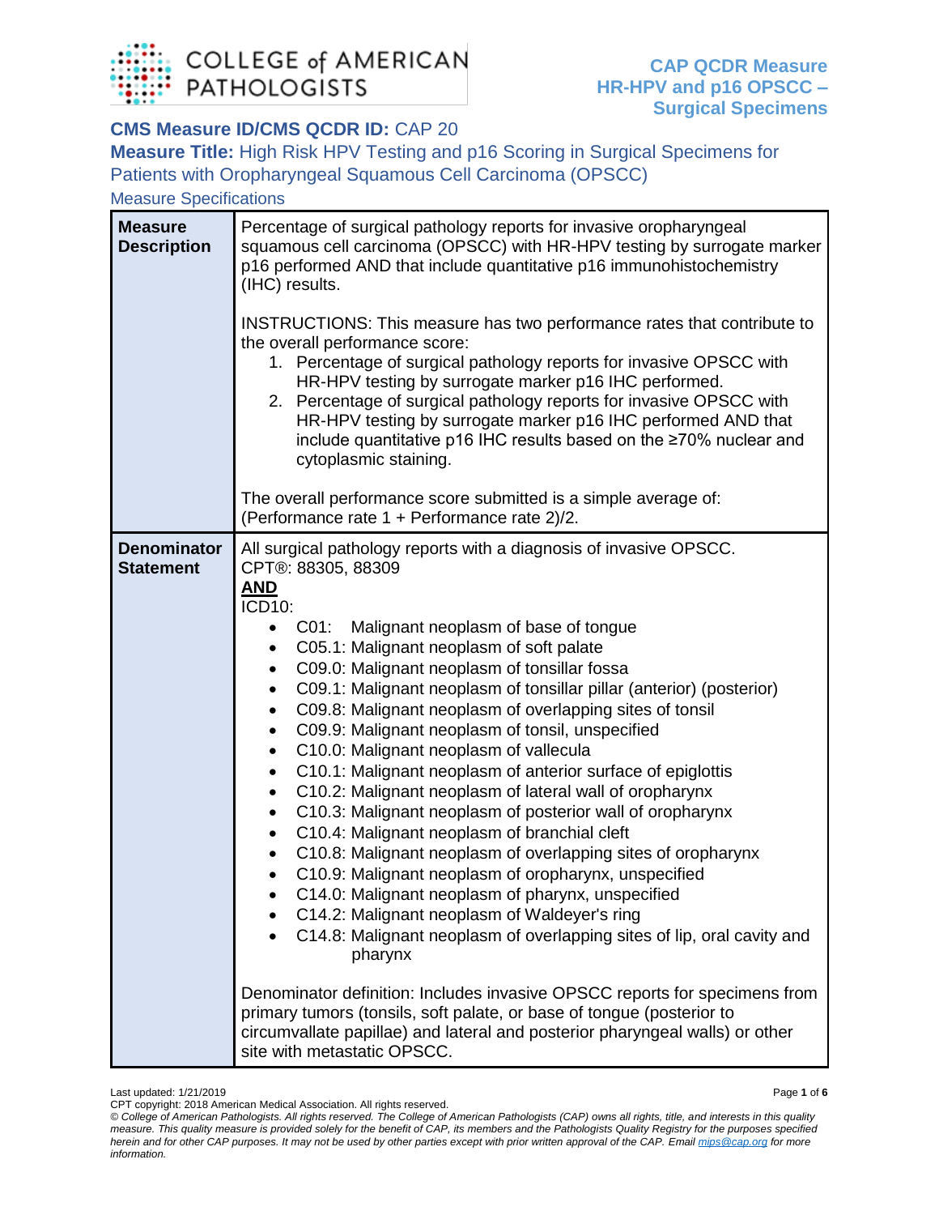COLLEGE of AMERICAN PATHOLOGISTS

**CAP QCDR Measure HR-HPV and p16 OPSCC – Surgical Specimens**

**CMS Measure ID/CMS QCDR ID:** CAP 20

**Measure Title:** High Risk HPV Testing and p16 Scoring in Surgical Specimens for Patients with Oropharyngeal Squamous Cell Carcinoma (OPSCC)

Measure Specifications

| | |
|---|---|
| **Measure Description** | Percentage of surgical pathology reports for invasive oropharyngeal squamous cell carcinoma (OPSCC) with HR-HPV testing by surrogate marker p16 performed AND that include quantitative p16 immunohistochemistry (IHC) results.<br><br>INSTRUCTIONS: This measure has two performance rates that contribute to the overall performance score:<br>1. Percentage of surgical pathology reports for invasive OPSCC with HR-HPV testing by surrogate marker p16 IHC performed.<br>2. Percentage of surgical pathology reports for invasive OPSCC with HR-HPV testing by surrogate marker p16 IHC performed AND that include quantitative p16 IHC results based on the ≥70% nuclear and cytoplasmic staining.<br><br>The overall performance score submitted is a simple average of: (Performance rate 1 + Performance rate 2)/2. |
| **Denominator Statement** | All surgical pathology reports with a diagnosis of invasive OPSCC.<br>CPT®: 88305, 88309<br>**AND**<br>ICD10:<br>• C01: Malignant neoplasm of base of tongue<br>• C05.1: Malignant neoplasm of soft palate<br>• C09.0: Malignant neoplasm of tonsillar fossa<br>• C09.1: Malignant neoplasm of tonsillar pillar (anterior) (posterior)<br>• C09.8: Malignant neoplasm of overlapping sites of tonsil<br>• C09.9: Malignant neoplasm of tonsil, unspecified<br>• C10.0: Malignant neoplasm of vallecula<br>• C10.1: Malignant neoplasm of anterior surface of epiglottis<br>• C10.2: Malignant neoplasm of lateral wall of oropharynx<br>• C10.3: Malignant neoplasm of posterior wall of oropharynx<br>• C10.4: Malignant neoplasm of branchial cleft<br>• C10.8: Malignant neoplasm of overlapping sites of oropharynx<br>• C10.9: Malignant neoplasm of oropharynx, unspecified<br>• C14.0: Malignant neoplasm of pharynx, unspecified<br>• C14.2: Malignant neoplasm of Waldeyer's ring<br>• C14.8: Malignant neoplasm of overlapping sites of lip, oral cavity and pharynx<br><br>Denominator definition: Includes invasive OPSCC reports for specimens from primary tumors (tonsils, soft palate, or base of tongue (posterior to circumvallate papillae) and lateral and posterior pharyngeal walls) or other site with metastatic OPSCC. |

Last updated: 1/21/2019

CPT copyright: 2018 American Medical Association. All rights reserved.

*© College of American Pathologists. All rights reserved. The College of American Pathologists (CAP) owns all rights, title, and interests in this quality measure. This quality measure is provided solely for the benefit of CAP, its members and the Pathologists Quality Registry for the purposes specified herein and for other CAP purposes. It may not be used by other parties except with prior written approval of the CAP. Email mips@cap.org for more information.*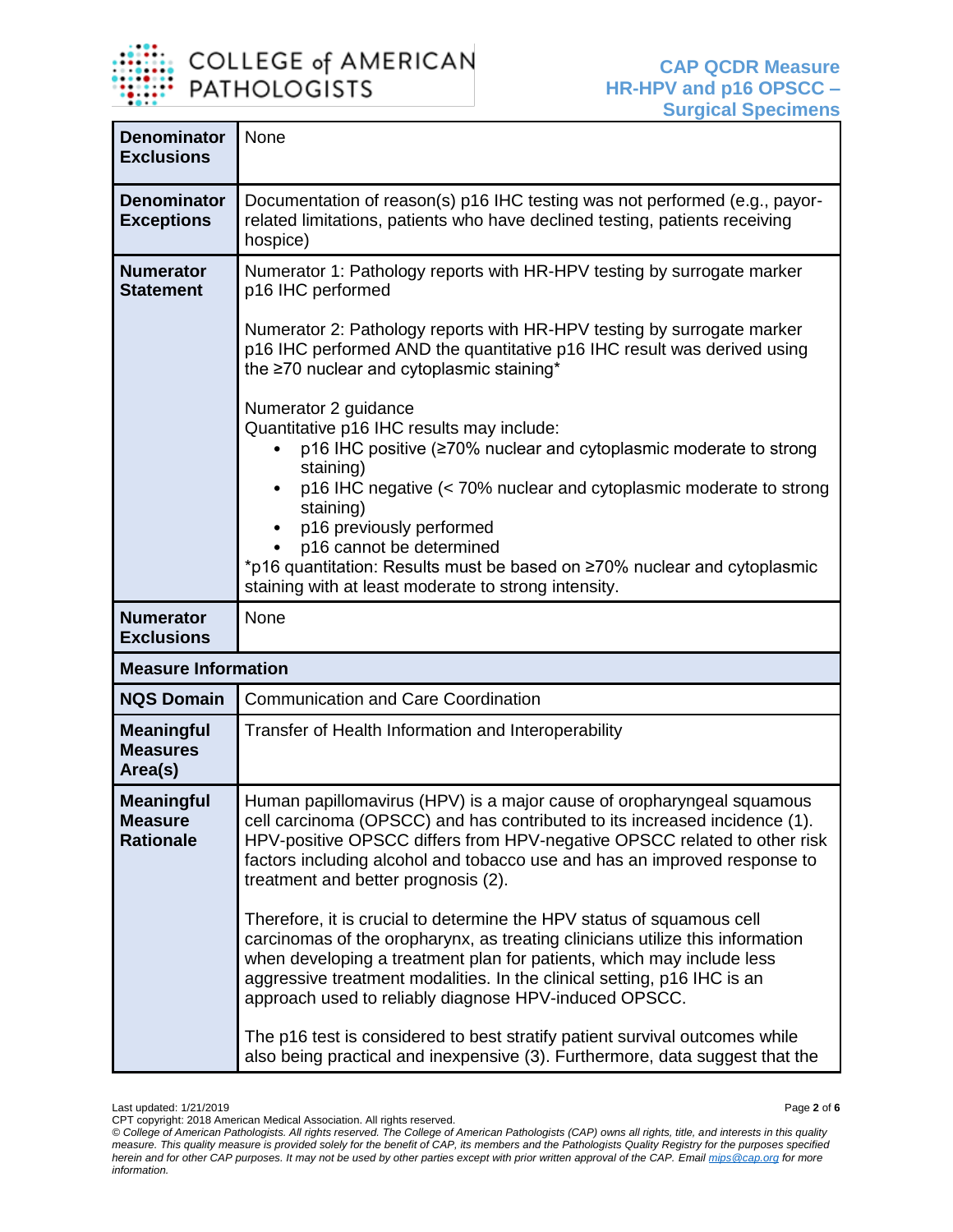| | |
|---|---|
| **Denominator Exclusions** | None |
| **Denominator Exceptions** | Documentation of reason(s) p16 IHC testing was not performed (e.g., payor-related limitations, patients who have declined testing, patients receiving hospice) |
| **Numerator Statement** | Numerator 1: Pathology reports with HR-HPV testing by surrogate marker p16 IHC performed<br><br>Numerator 2: Pathology reports with HR-HPV testing by surrogate marker p16 IHC performed AND the quantitative p16 IHC result was derived using the ≥70 nuclear and cytoplasmic staining*<br><br>Numerator 2 guidance<br>Quantitative p16 IHC results may include:<br>• p16 IHC positive (≥70% nuclear and cytoplasmic moderate to strong staining)<br>• p16 IHC negative (< 70% nuclear and cytoplasmic moderate to strong staining)<br>• p16 previously performed<br>• p16 cannot be determined<br>*p16 quantitation: Results must be based on ≥70% nuclear and cytoplasmic staining with at least moderate to strong intensity. |
| **Numerator Exclusions** | None |
| **Measure Information** | |
| **NQS Domain** | Communication and Care Coordination |
| **Meaningful Measures Area(s)** | Transfer of Health Information and Interoperability |
| **Meaningful Measure Rationale** | Human papillomavirus (HPV) is a major cause of oropharyngeal squamous cell carcinoma (OPSCC) and has contributed to its increased incidence (1). HPV-positive OPSCC differs from HPV-negative OPSCC related to other risk factors including alcohol and tobacco use and has an improved response to treatment and better prognosis (2).<br><br>Therefore, it is crucial to determine the HPV status of squamous cell carcinomas of the oropharynx, as treating clinicians utilize this information when developing a treatment plan for patients, which may include less aggressive treatment modalities. In the clinical setting, p16 IHC is an approach used to reliably diagnose HPV-induced OPSCC.<br><br>The p16 test is considered to best stratify patient survival outcomes while also being practical and inexpensive (3). Furthermore, data suggest that the |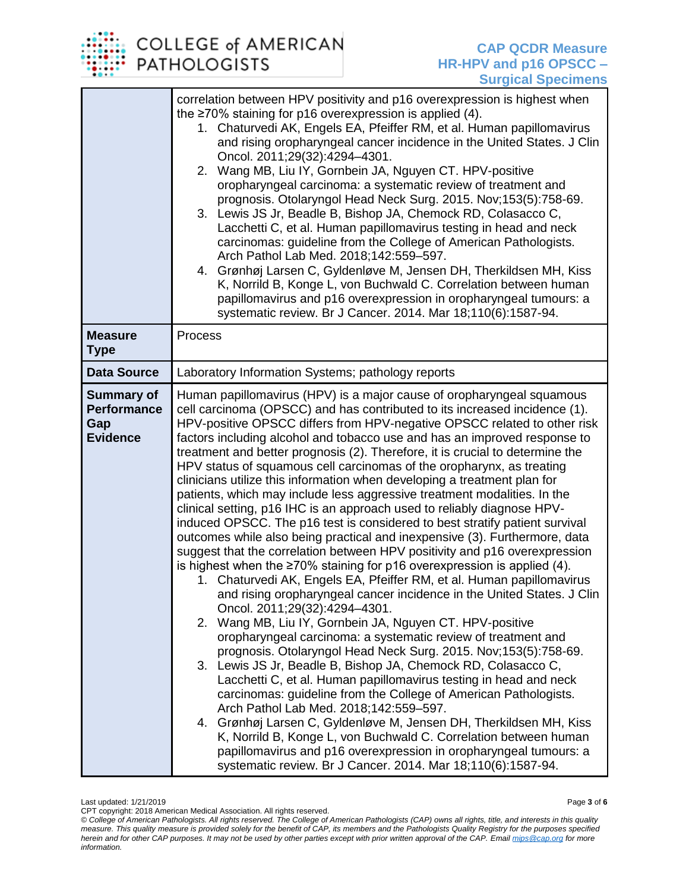| | |
|---|---|
| | correlation between HPV positivity and p16 overexpression is highest when the ≥70% staining for p16 overexpression is applied (4).<br>1. Chaturvedi AK, Engels EA, Pfeiffer RM, et al. Human papillomavirus and rising oropharyngeal cancer incidence in the United States. J Clin Oncol. 2011;29(32):4294–4301.<br>2. Wang MB, Liu IY, Gornbein JA, Nguyen CT. HPV-positive oropharyngeal carcinoma: a systematic review of treatment and prognosis. Otolaryngol Head Neck Surg. 2015. Nov;153(5):758-69.<br>3. Lewis JS Jr, Beadle B, Bishop JA, Chernock RD, Colasacco C, Lacchetti C, et al. Human papillomavirus testing in head and neck carcinomas: guideline from the College of American Pathologists. Arch Pathol Lab Med. 2018;142:559–597.<br>4. Grønhøj Larsen C, Gyldenløve M, Jensen DH, Therkildsen MH, Kiss K, Norrild B, Konge L, von Buchwald C. Correlation between human papillomavirus and p16 overexpression in oropharyngeal tumours: a systematic review. Br J Cancer. 2014. Mar 18;110(6):1587-94. |
| **Measure Type** | Process |
| **Data Source** | Laboratory Information Systems; pathology reports |
| **Summary of Performance Gap Evidence** | Human papillomavirus (HPV) is a major cause of oropharyngeal squamous cell carcinoma (OPSCC) and has contributed to its increased incidence (1). HPV-positive OPSCC differs from HPV-negative OPSCC related to other risk factors including alcohol and tobacco use and has an improved response to treatment and better prognosis (2). Therefore, it is crucial to determine the HPV status of squamous cell carcinomas of the oropharynx, as treating clinicians utilize this information when developing a treatment plan for patients, which may include less aggressive treatment modalities. In the clinical setting, p16 IHC is an approach used to reliably diagnose HPV-induced OPSCC. The p16 test is considered to best stratify patient survival outcomes while also being practical and inexpensive (3). Furthermore, data suggest that the correlation between HPV positivity and p16 overexpression is highest when the ≥70% staining for p16 overexpression is applied (4).<br>1. Chaturvedi AK, Engels EA, Pfeiffer RM, et al. Human papillomavirus and rising oropharyngeal cancer incidence in the United States. J Clin Oncol. 2011;29(32):4294–4301.<br>2. Wang MB, Liu IY, Gornbein JA, Nguyen CT. HPV-positive oropharyngeal carcinoma: a systematic review of treatment and prognosis. Otolaryngol Head Neck Surg. 2015. Nov;153(5):758-69.<br>3. Lewis JS Jr, Beadle B, Bishop JA, Chernock RD, Colasacco C, Lacchetti C, et al. Human papillomavirus testing in head and neck carcinomas: guideline from the College of American Pathologists. Arch Pathol Lab Med. 2018;142:559–597.<br>4. Grønhøj Larsen C, Gyldenløve M, Jensen DH, Therkildsen MH, Kiss K, Norrild B, Konge L, von Buchwald C. Correlation between human papillomavirus and p16 overexpression in oropharyngeal tumours: a systematic review. Br J Cancer. 2014. Mar 18;110(6):1587-94. |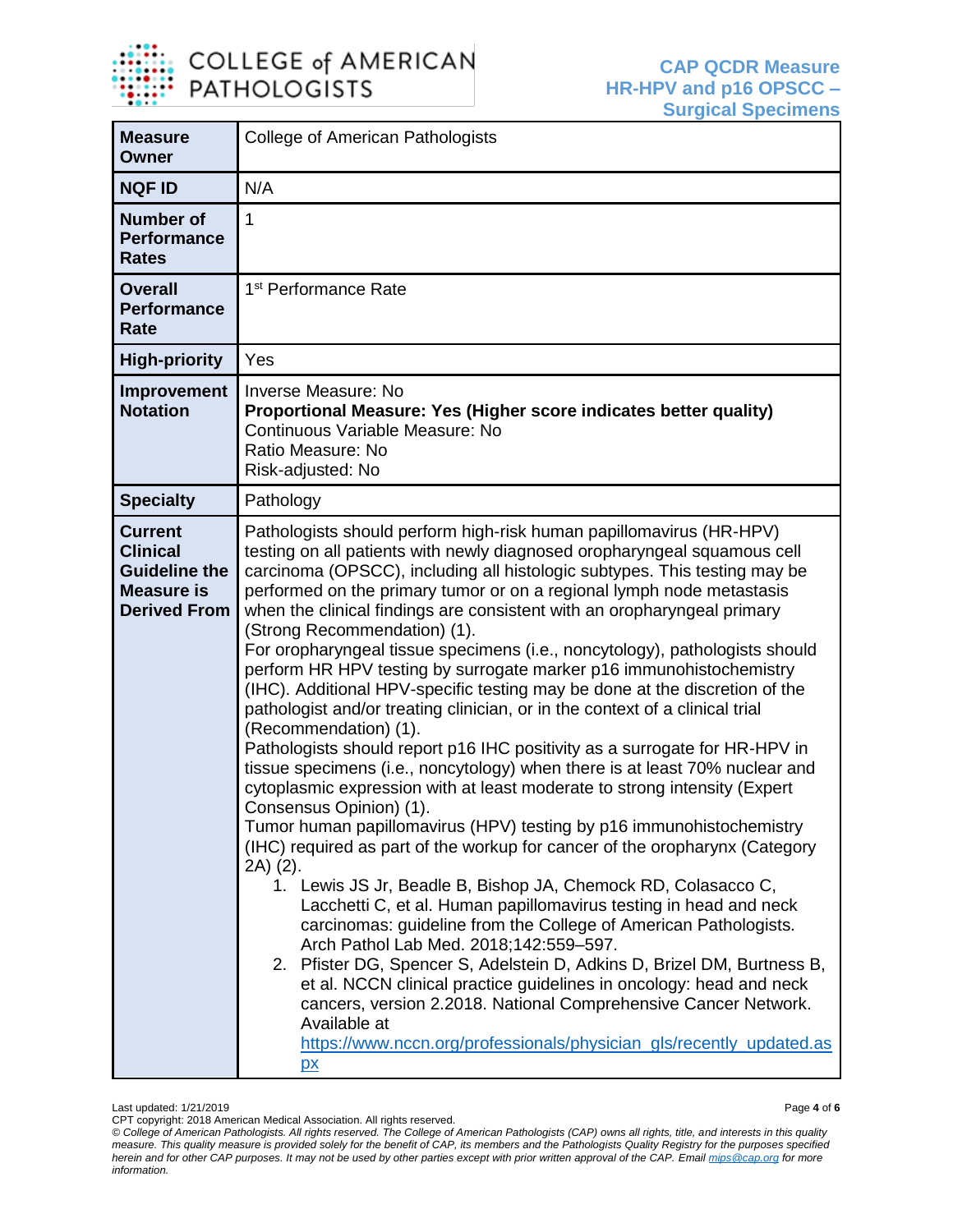| Measure Owner | College of American Pathologists |
|---|---|
| NQF ID | N/A |
| Number of Performance Rates | 1 |
| Overall Performance Rate | 1st Performance Rate |
| High-priority | Yes |
| Improvement Notation | Inverse Measure: No<br>**Proportional Measure: Yes (Higher score indicates better quality)**<br>Continuous Variable Measure: No<br>Ratio Measure: No<br>Risk-adjusted: No |
| Specialty | Pathology |
| Current Clinical Guideline the Measure is Derived From | Pathologists should perform high-risk human papillomavirus (HR-HPV) testing on all patients with newly diagnosed oropharyngeal squamous cell carcinoma (OPSCC), including all histologic subtypes. This testing may be performed on the primary tumor or on a regional lymph node metastasis when the clinical findings are consistent with an oropharyngeal primary (Strong Recommendation) (1).<br>For oropharyngeal tissue specimens (i.e., noncytology), pathologists should perform HR HPV testing by surrogate marker p16 immunohistochemistry (IHC). Additional HPV-specific testing may be done at the discretion of the pathologist and/or treating clinician, or in the context of a clinical trial (Recommendation) (1).<br>Pathologists should report p16 IHC positivity as a surrogate for HR-HPV in tissue specimens (i.e., noncytology) when there is at least 70% nuclear and cytoplasmic expression with at least moderate to strong intensity (Expert Consensus Opinion) (1).<br>Tumor human papillomavirus (HPV) testing by p16 immunohistochemistry (IHC) required as part of the workup for cancer of the oropharynx (Category 2A) (2).<br>1. Lewis JS Jr, Beadle B, Bishop JA, Chemock RD, Colasacco C, Lacchetti C, et al. Human papillomavirus testing in head and neck carcinomas: guideline from the College of American Pathologists. Arch Pathol Lab Med. 2018;142:559–597.<br>2. Pfister DG, Spencer S, Adelstein D, Adkins D, Brizel DM, Burtness B, et al. NCCN clinical practice guidelines in oncology: head and neck cancers, version 2.2018. National Comprehensive Cancer Network. Available at https://www.nccn.org/professionals/physician_gls/recently_updated.aspx |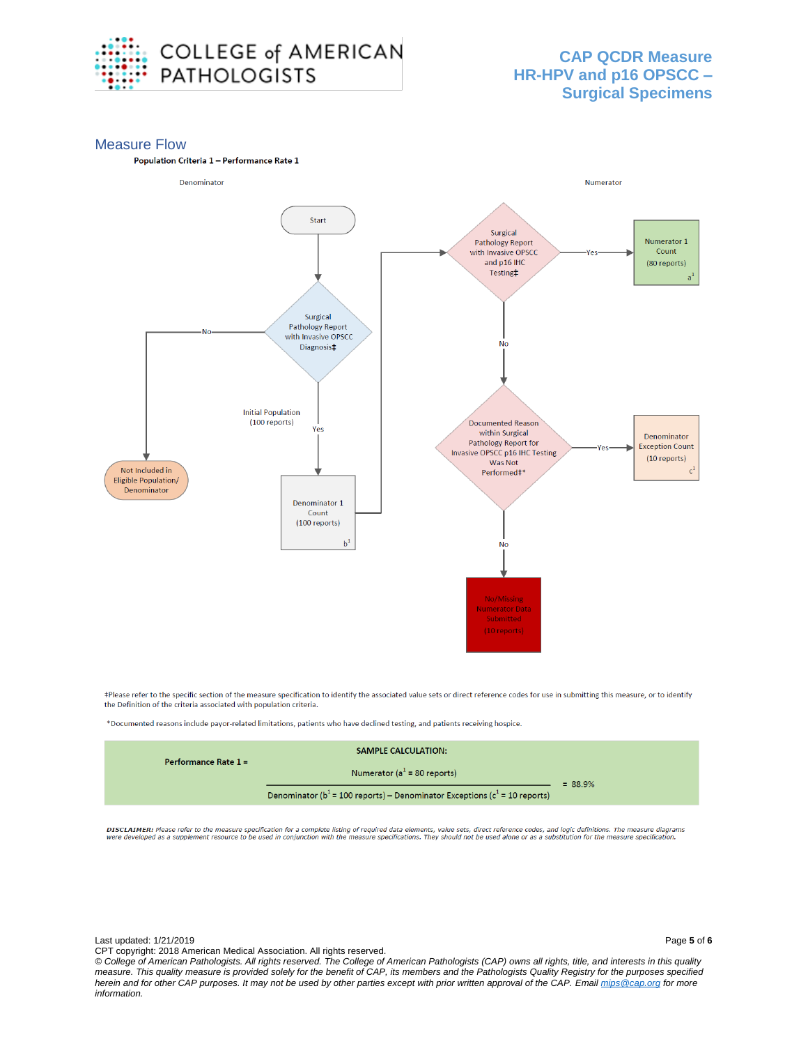## Measure Flow

**Population Criteria 1 – Performance Rate 1**

Denominator

Numerator

Start

Surgical Pathology Report with Invasive OPSCC Diagnosis‡

No → Not Included in Eligible Population/ Denominator

Yes → Initial Population (100 reports)

Denominator 1 Count (100 reports) b[1]

Surgical Pathology Report with Invasive OPSCC and p16 IHC Testing‡

Yes → Numerator 1 Count (80 reports) a[1]

No →

Documented Reason within Surgical Pathology Report for Invasive OPSCC p16 IHC Testing Was Not Performed‡*

Yes → Denominator Exception Count (10 reports) c[1]

No → No/Missing Numerator Data Submitted (10 reports)

‡Please refer to the specific section of the measure specification to identify the associated value sets or direct reference codes for use in submitting this measure, or to identify the Definition of the criteria associated with population criteria.

*Documented reasons include payor-related limitations, patients who have declined testing, and patients receiving hospice.

**SAMPLE CALCULATION:**

**Performance Rate 1 =**

$$\frac{\text{Numerator } (a^1 = 80 \text{ reports})}{\text{Denominator } (b^1 = 100 \text{ reports}) - \text{Denominator Exceptions } (c^1 = 10 \text{ reports})} = 88.9\%$$

***DISCLAIMER:*** *Please refer to the measure specification for a complete listing of required data elements, value sets, direct reference codes, and logic definitions. The measure diagrams were developed as a supplement resource to be used in conjunction with the measure specifications. They should not be used alone or as a substitution for the measure specification.*

Last updated: 1/21/2019

CPT copyright: 2018 American Medical Association. All rights reserved.

*© College of American Pathologists. All rights reserved. The College of American Pathologists (CAP) owns all rights, title, and interests in this quality measure. This quality measure is provided solely for the benefit of CAP, its members and the Pathologists Quality Registry for the purposes specified herein and for other CAP purposes. It may not be used by other parties except with prior written approval of the CAP. Email mips@cap.org for more information.*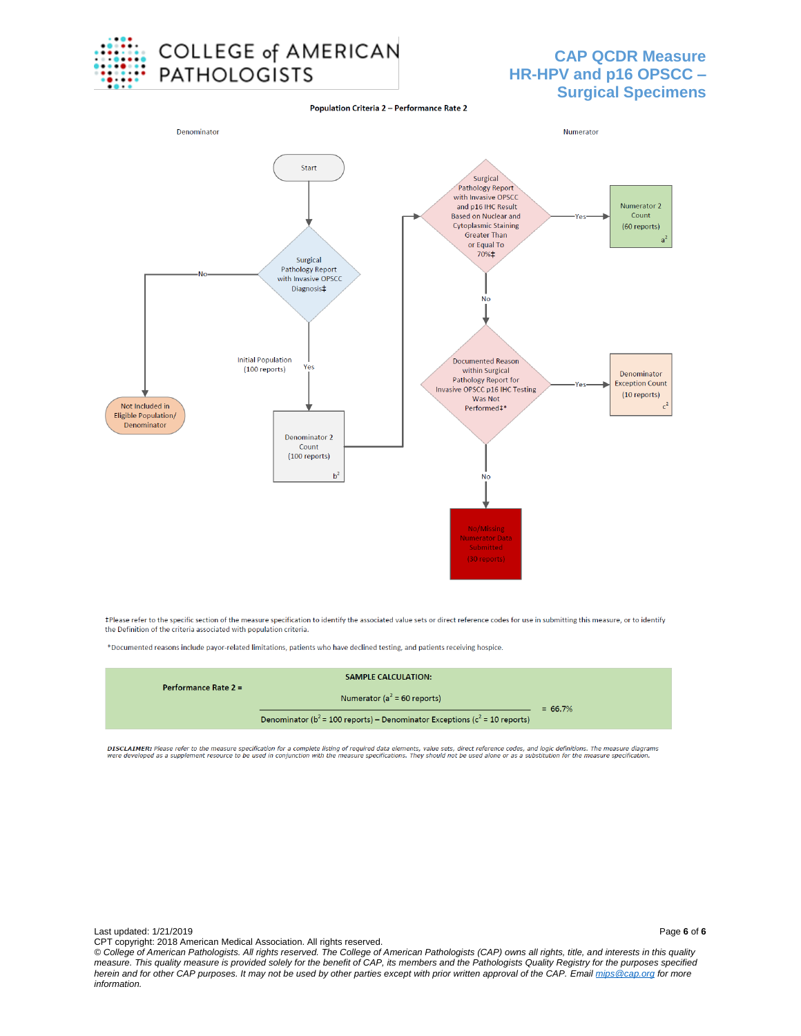# CAP QCDR Measure HR-HPV and p16 OPSCC – Surgical Specimens

**Population Criteria 2 – Performance Rate 2**

Denominator

Numerator

Start

Surgical Pathology Report with Invasive OPSCC Diagnosis‡

No

Not Included in Eligible Population/ Denominator

Initial Population (100 reports)

Yes

Denominator 2 Count (100 reports) $b^2$

Surgical Pathology Report with Invasive OPSCC and p16 IHC Result Based on Nuclear and Cytoplasmic Staining Greater Than or Equal To 70%‡

Yes

Numerator 2 Count (60 reports) $a^2$

No

Documented Reason within Surgical Pathology Report for Invasive OPSCC p16 IHC Testing Was Not Performed‡*

Yes

Denominator Exception Count (10 reports) $c^2$

No

No/Missing Numerator Data Submitted (30 reports)

‡Please refer to the specific section of the measure specification to identify the associated value sets or direct reference codes for use in submitting this measure, or to identify the Definition of the criteria associated with population criteria.

*Documented reasons include payor-related limitations, patients who have declined testing, and patients receiving hospice.

**SAMPLE CALCULATION:**

**Performance Rate 2 =**

$$\frac{\text{Numerator } (a^2 = 60 \text{ reports})}{\text{Denominator } (b^2 = 100 \text{ reports}) - \text{Denominator Exceptions } (c^2 = 10 \text{ reports})} = 66.7\%$$

***DISCLAIMER:*** *Please refer to the measure specification for a complete listing of required data elements, value sets, direct reference codes, and logic definitions. The measure diagrams were developed as a supplement resource to be used in conjunction with the measure specifications. They should not be used alone or as a substitution for the measure specification.*

Last updated: 1/21/2019

CPT copyright: 2018 American Medical Association. All rights reserved.

*© College of American Pathologists. All rights reserved. The College of American Pathologists (CAP) owns all rights, title, and interests in this quality measure. This quality measure is provided solely for the benefit of CAP, its members and the Pathologists Quality Registry for the purposes specified herein and for other CAP purposes. It may not be used by other parties except with prior written approval of the CAP. Email mips@cap.org for more information.*